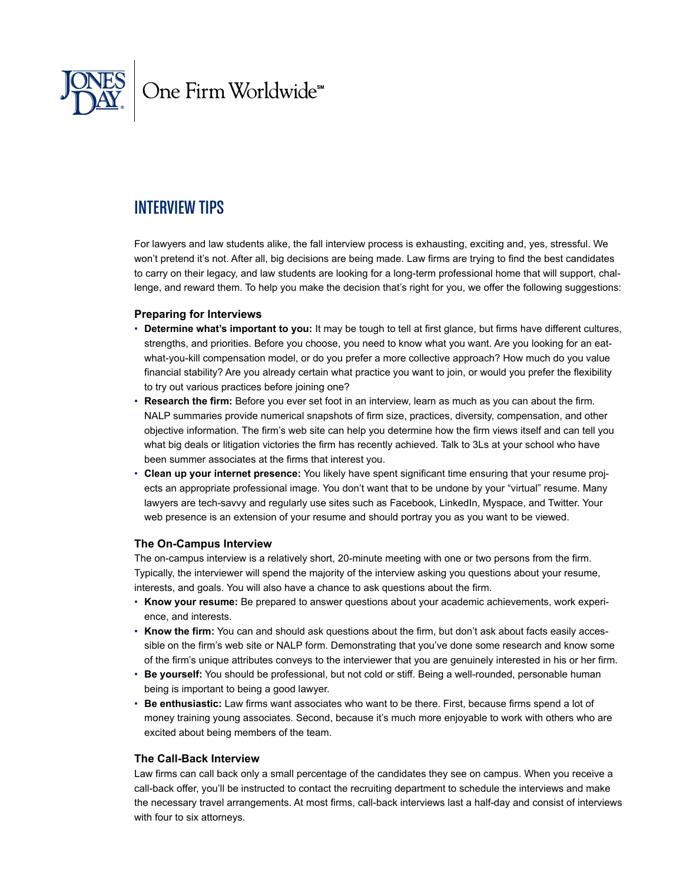JONES DAY | One Firm Worldwide℠

# INTERVIEW TIPS

For lawyers and law students alike, the fall interview process is exhausting, exciting and, yes, stressful. We won't pretend it's not. After all, big decisions are being made. Law firms are trying to find the best candidates to carry on their legacy, and law students are looking for a long-term professional home that will support, challenge, and reward them. To help you make the decision that's right for you, we offer the following suggestions:

### Preparing for Interviews

- **Determine what's important to you:** It may be tough to tell at first glance, but firms have different cultures, strengths, and priorities. Before you choose, you need to know what you want. Are you looking for an eat-what-you-kill compensation model, or do you prefer a more collective approach? How much do you value financial stability? Are you already certain what practice you want to join, or would you prefer the flexibility to try out various practices before joining one?
- **Research the firm:** Before you ever set foot in an interview, learn as much as you can about the firm. NALP summaries provide numerical snapshots of firm size, practices, diversity, compensation, and other objective information. The firm's web site can help you determine how the firm views itself and can tell you what big deals or litigation victories the firm has recently achieved. Talk to 3Ls at your school who have been summer associates at the firms that interest you.
- **Clean up your internet presence:** You likely have spent significant time ensuring that your resume projects an appropriate professional image. You don't want that to be undone by your "virtual" resume. Many lawyers are tech-savvy and regularly use sites such as Facebook, LinkedIn, Myspace, and Twitter. Your web presence is an extension of your resume and should portray you as you want to be viewed.

### The On-Campus Interview

The on-campus interview is a relatively short, 20-minute meeting with one or two persons from the firm. Typically, the interviewer will spend the majority of the interview asking you questions about your resume, interests, and goals. You will also have a chance to ask questions about the firm.

- **Know your resume:** Be prepared to answer questions about your academic achievements, work experience, and interests.
- **Know the firm:** You can and should ask questions about the firm, but don't ask about facts easily accessible on the firm's web site or NALP form. Demonstrating that you've done some research and know some of the firm's unique attributes conveys to the interviewer that you are genuinely interested in his or her firm.
- **Be yourself:** You should be professional, but not cold or stiff. Being a well-rounded, personable human being is important to being a good lawyer.
- **Be enthusiastic:** Law firms want associates who want to be there. First, because firms spend a lot of money training young associates. Second, because it's much more enjoyable to work with others who are excited about being members of the team.

### The Call-Back Interview

Law firms can call back only a small percentage of the candidates they see on campus. When you receive a call-back offer, you'll be instructed to contact the recruiting department to schedule the interviews and make the necessary travel arrangements. At most firms, call-back interviews last a half-day and consist of interviews with four to six attorneys.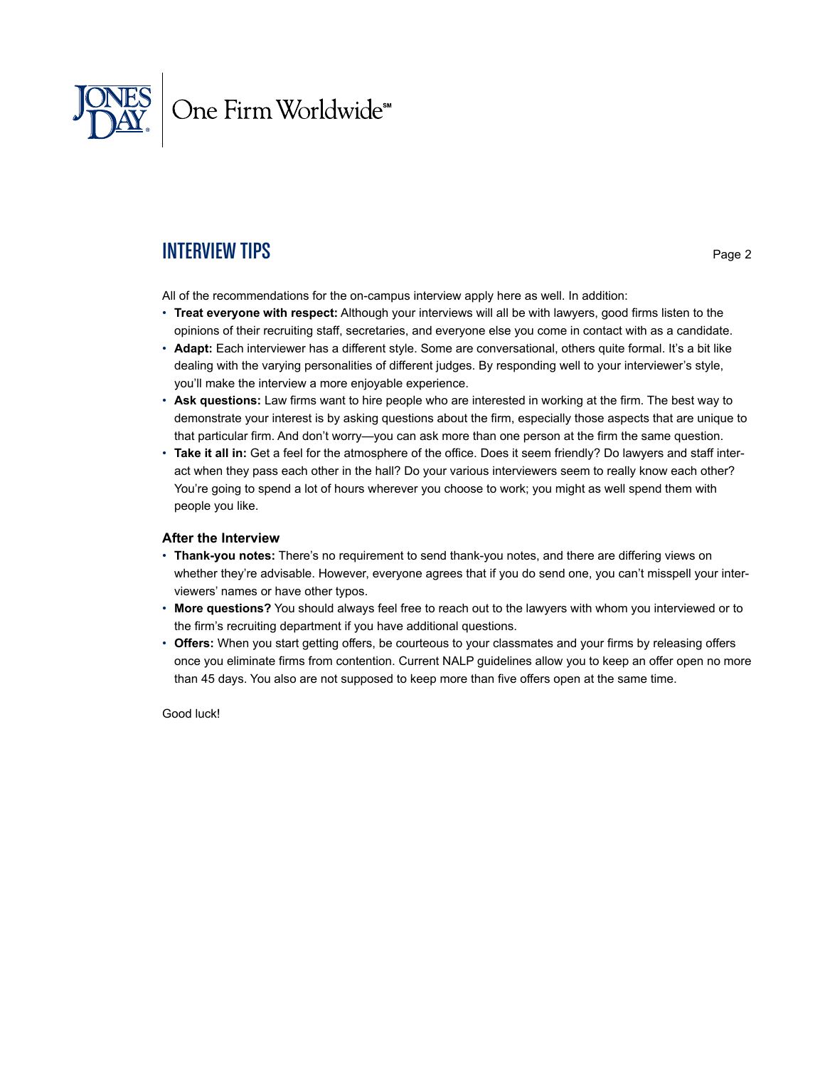## INTERVIEW TIPS

All of the recommendations for the on-campus interview apply here as well. In addition:

- **Treat everyone with respect:** Although your interviews will all be with lawyers, good firms listen to the opinions of their recruiting staff, secretaries, and everyone else you come in contact with as a candidate.
- **Adapt:** Each interviewer has a different style. Some are conversational, others quite formal. It's a bit like dealing with the varying personalities of different judges. By responding well to your interviewer's style, you'll make the interview a more enjoyable experience.
- **Ask questions:** Law firms want to hire people who are interested in working at the firm. The best way to demonstrate your interest is by asking questions about the firm, especially those aspects that are unique to that particular firm. And don't worry—you can ask more than one person at the firm the same question.
- **Take it all in:** Get a feel for the atmosphere of the office. Does it seem friendly? Do lawyers and staff interact when they pass each other in the hall? Do your various interviewers seem to really know each other? You're going to spend a lot of hours wherever you choose to work; you might as well spend them with people you like.

### After the Interview

- **Thank-you notes:** There's no requirement to send thank-you notes, and there are differing views on whether they're advisable. However, everyone agrees that if you do send one, you can't misspell your interviewers' names or have other typos.
- **More questions?** You should always feel free to reach out to the lawyers with whom you interviewed or to the firm's recruiting department if you have additional questions.
- **Offers:** When you start getting offers, be courteous to your classmates and your firms by releasing offers once you eliminate firms from contention. Current NALP guidelines allow you to keep an offer open no more than 45 days. You also are not supposed to keep more than five offers open at the same time.

Good luck!